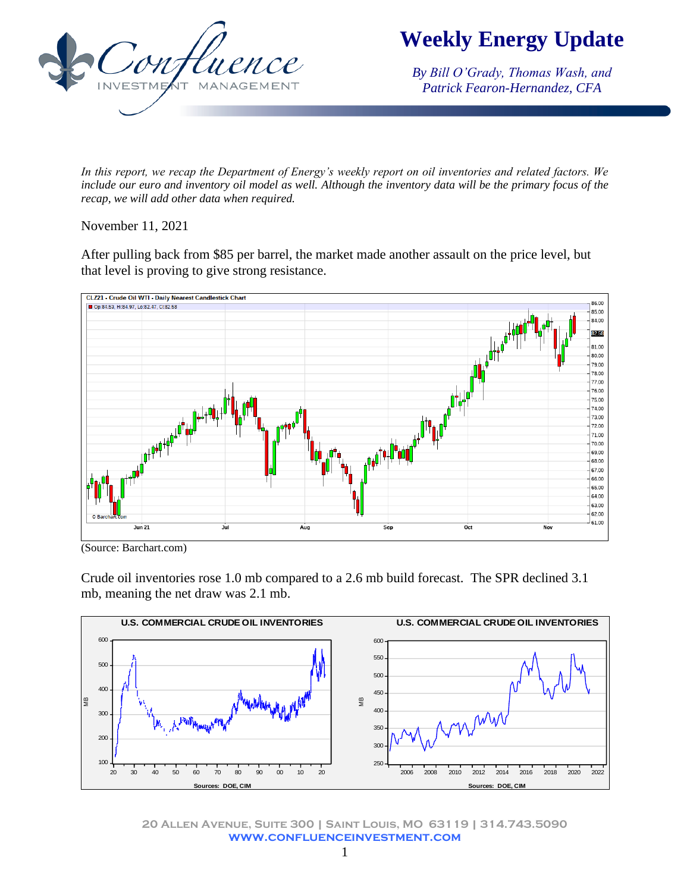# Weekly Energy Update

*By Bill O'Grady, Thomas Wash, and Patrick Fearon-Hernandez, CFA*

*In this report, we recap the Department of Energy's weekly report on oil inventories and related factors. We include our euro and inventory oil model as well. Although the inventory data will be the primary focus of the recap, we will add other data when required.*

November 11, 2021

After pulling back from $85 per barrel, the market made another assault on the price level, but that level is proving to give strong resistance.

(Source: Barchart.com)

Crude oil inventories rose 1.0 mb compared to a 2.6 mb build forecast. The SPR declined 3.1 mb, meaning the net draw was 2.1 mb.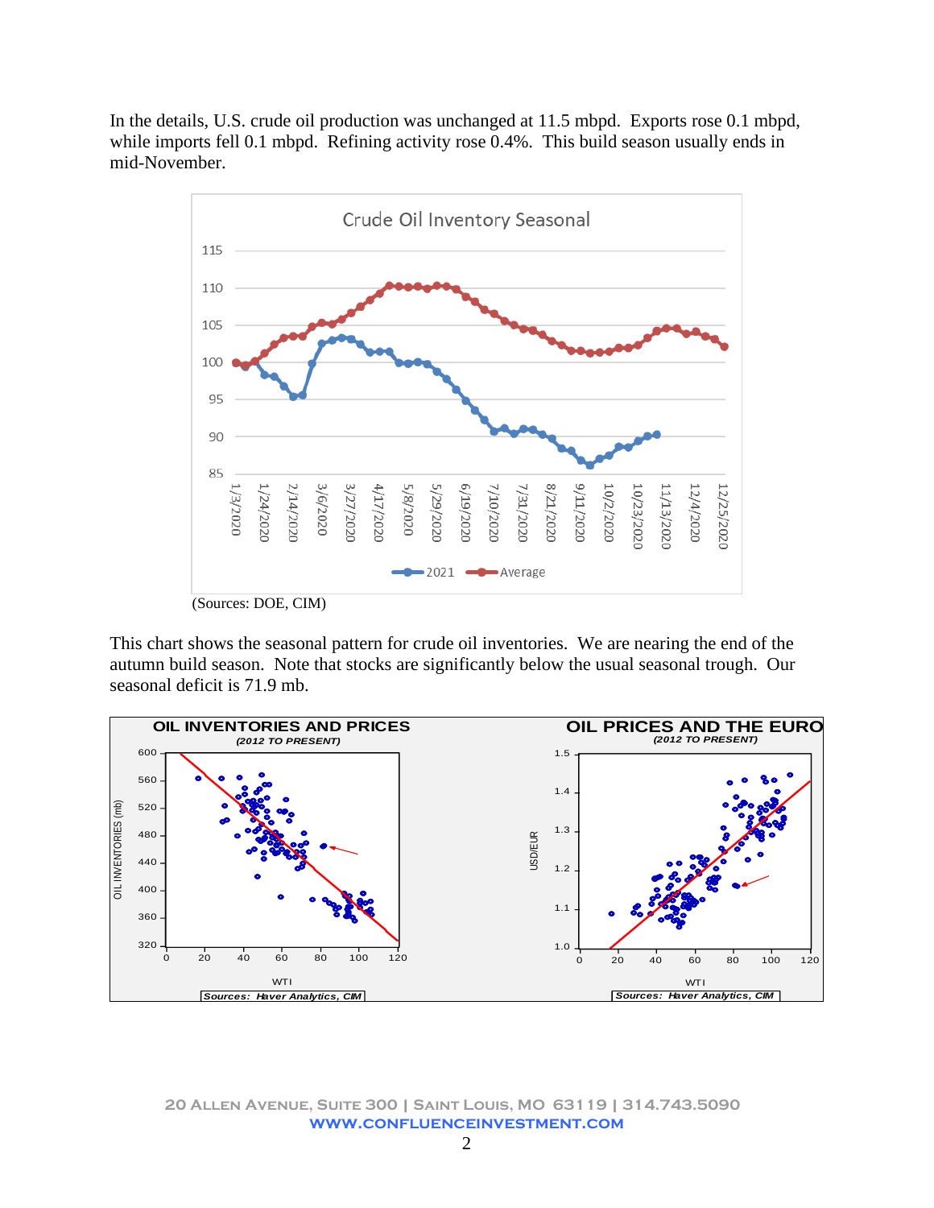In the details, U.S. crude oil production was unchanged at 11.5 mbpd. Exports rose 0.1 mbpd, while imports fell 0.1 mbpd. Refining activity rose 0.4%. This build season usually ends in mid-November.

(Sources: DOE, CIM)

This chart shows the seasonal pattern for crude oil inventories. We are nearing the end of the autumn build season. Note that stocks are significantly below the usual seasonal trough. Our seasonal deficit is 71.9 mb.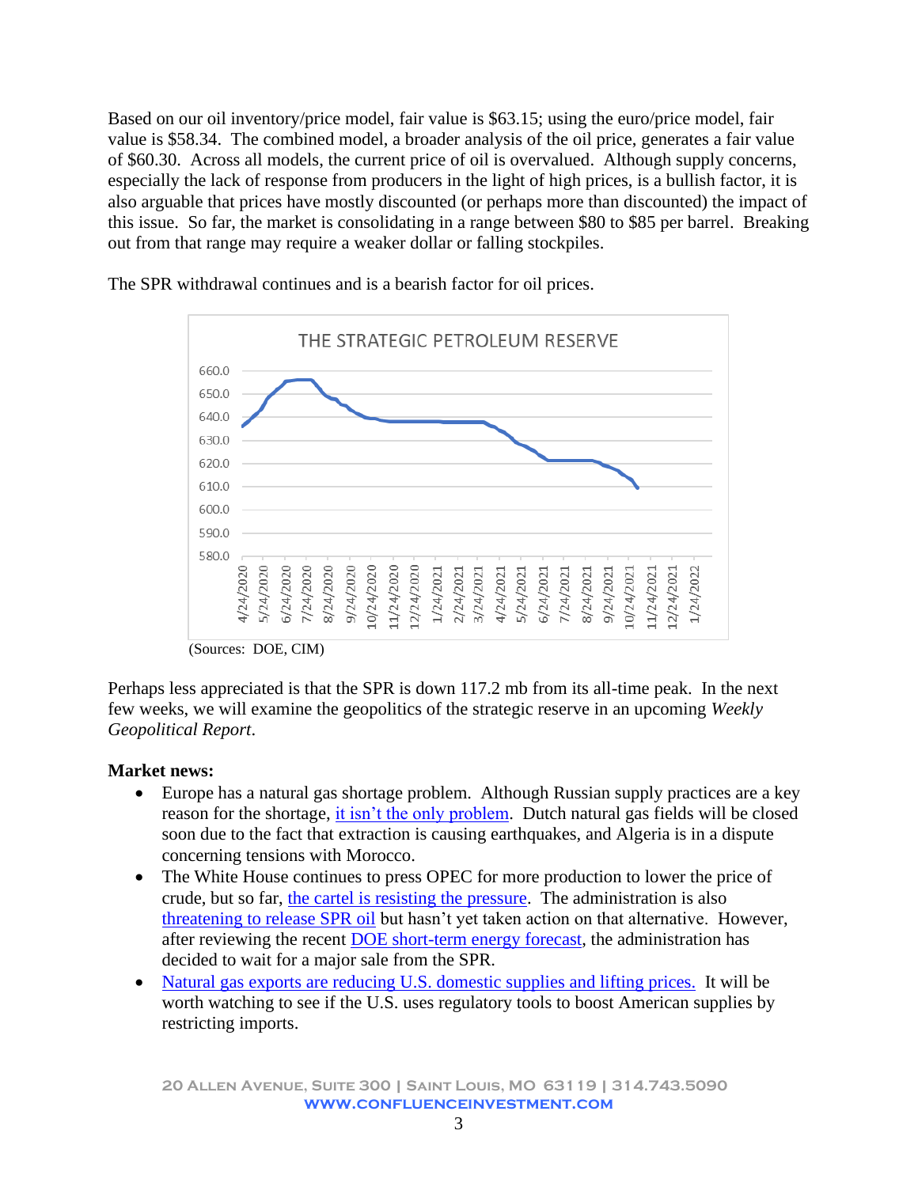Based on our oil inventory/price model, fair value is $63.15; using the euro/price model, fair value is $58.34. The combined model, a broader analysis of the oil price, generates a fair value of $60.30. Across all models, the current price of oil is overvalued. Although supply concerns, especially the lack of response from producers in the light of high prices, is a bullish factor, it is also arguable that prices have mostly discounted (or perhaps more than discounted) the impact of this issue. So far, the market is consolidating in a range between $80 to $85 per barrel. Breaking out from that range may require a weaker dollar or falling stockpiles.

The SPR withdrawal continues and is a bearish factor for oil prices.

THE STRATEGIC PETROLEUM RESERVE

(Sources: DOE, CIM)

Perhaps less appreciated is that the SPR is down 117.2 mb from its all-time peak. In the next few weeks, we will examine the geopolitics of the strategic reserve in an upcoming *Weekly Geopolitical Report*.

**Market news:**

- Europe has a natural gas shortage problem. Although Russian supply practices are a key reason for the shortage, it isn't the only problem. Dutch natural gas fields will be closed soon due to the fact that extraction is causing earthquakes, and Algeria is in a dispute concerning tensions with Morocco.
- The White House continues to press OPEC for more production to lower the price of crude, but so far, the cartel is resisting the pressure. The administration is also threatening to release SPR oil but hasn't yet taken action on that alternative. However, after reviewing the recent DOE short-term energy forecast, the administration has decided to wait for a major sale from the SPR.
- Natural gas exports are reducing U.S. domestic supplies and lifting prices. It will be worth watching to see if the U.S. uses regulatory tools to boost American supplies by restricting imports.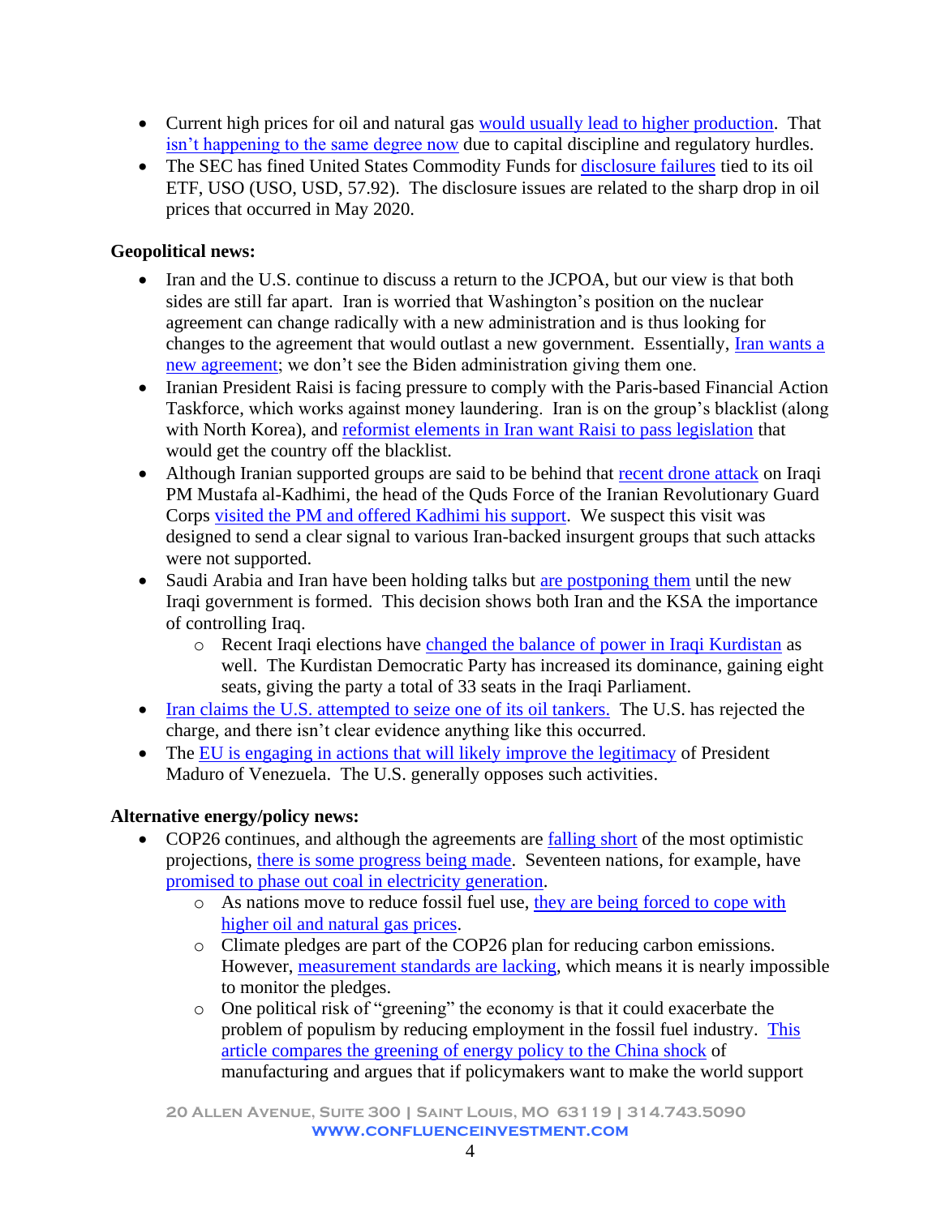- Current high prices for oil and natural gas would usually lead to higher production. That isn't happening to the same degree now due to capital discipline and regulatory hurdles.
- The SEC has fined United States Commodity Funds for disclosure failures tied to its oil ETF, USO (USO, USD, 57.92). The disclosure issues are related to the sharp drop in oil prices that occurred in May 2020.

**Geopolitical news:**

- Iran and the U.S. continue to discuss a return to the JCPOA, but our view is that both sides are still far apart. Iran is worried that Washington's position on the nuclear agreement can change radically with a new administration and is thus looking for changes to the agreement that would outlast a new government. Essentially, Iran wants a new agreement; we don't see the Biden administration giving them one.
- Iranian President Raisi is facing pressure to comply with the Paris-based Financial Action Taskforce, which works against money laundering. Iran is on the group's blacklist (along with North Korea), and reformist elements in Iran want Raisi to pass legislation that would get the country off the blacklist.
- Although Iranian supported groups are said to be behind that recent drone attack on Iraqi PM Mustafa al-Kadhimi, the head of the Quds Force of the Iranian Revolutionary Guard Corps visited the PM and offered Kadhimi his support. We suspect this visit was designed to send a clear signal to various Iran-backed insurgent groups that such attacks were not supported.
- Saudi Arabia and Iran have been holding talks but are postponing them until the new Iraqi government is formed. This decision shows both Iran and the KSA the importance of controlling Iraq.
    - Recent Iraqi elections have changed the balance of power in Iraqi Kurdistan as well. The Kurdistan Democratic Party has increased its dominance, gaining eight seats, giving the party a total of 33 seats in the Iraqi Parliament.
- Iran claims the U.S. attempted to seize one of its oil tankers. The U.S. has rejected the charge, and there isn't clear evidence anything like this occurred.
- The EU is engaging in actions that will likely improve the legitimacy of President Maduro of Venezuela. The U.S. generally opposes such activities.

**Alternative energy/policy news:**

- COP26 continues, and although the agreements are falling short of the most optimistic projections, there is some progress being made. Seventeen nations, for example, have promised to phase out coal in electricity generation.
    - As nations move to reduce fossil fuel use, they are being forced to cope with higher oil and natural gas prices.
    - Climate pledges are part of the COP26 plan for reducing carbon emissions. However, measurement standards are lacking, which means it is nearly impossible to monitor the pledges.
    - One political risk of "greening" the economy is that it could exacerbate the problem of populism by reducing employment in the fossil fuel industry. This article compares the greening of energy policy to the China shock of manufacturing and argues that if policymakers want to make the world support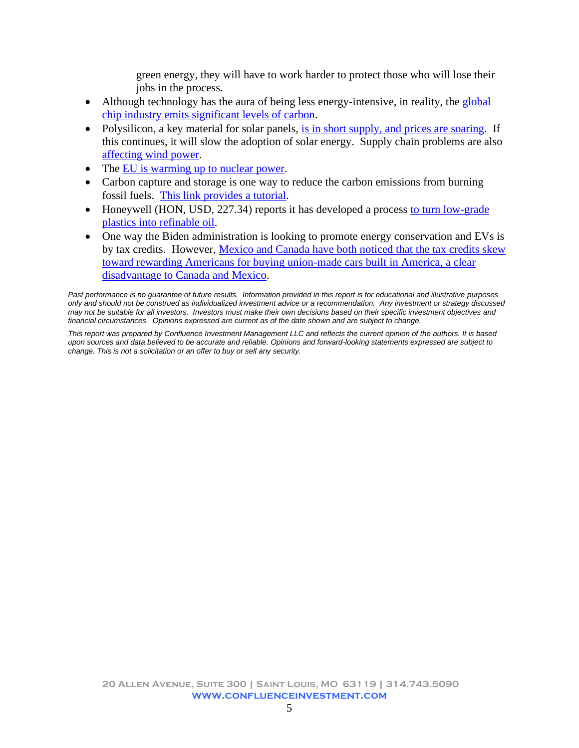green energy, they will have to work harder to protect those who will lose their jobs in the process.

- Although technology has the aura of being less energy-intensive, in reality, the global chip industry emits significant levels of carbon.
- Polysilicon, a key material for solar panels, is in short supply, and prices are soaring. If this continues, it will slow the adoption of solar energy. Supply chain problems are also affecting wind power.
- The EU is warming up to nuclear power.
- Carbon capture and storage is one way to reduce the carbon emissions from burning fossil fuels. This link provides a tutorial.
- Honeywell (HON, USD, 227.34) reports it has developed a process to turn low-grade plastics into refinable oil.
- One way the Biden administration is looking to promote energy conservation and EVs is by tax credits. However, Mexico and Canada have both noticed that the tax credits skew toward rewarding Americans for buying union-made cars built in America, a clear disadvantage to Canada and Mexico.

*Past performance is no guarantee of future results. Information provided in this report is for educational and illustrative purposes only and should not be construed as individualized investment advice or a recommendation. Any investment or strategy discussed may not be suitable for all investors. Investors must make their own decisions based on their specific investment objectives and financial circumstances. Opinions expressed are current as of the date shown and are subject to change.*

*This report was prepared by Confluence Investment Management LLC and reflects the current opinion of the authors. It is based upon sources and data believed to be accurate and reliable. Opinions and forward-looking statements expressed are subject to change. This is not a solicitation or an offer to buy or sell any security.*

20 Allen Avenue, Suite 300 | Saint Louis, MO 63119 | 314.743.5090
www.confluenceinvestment.com